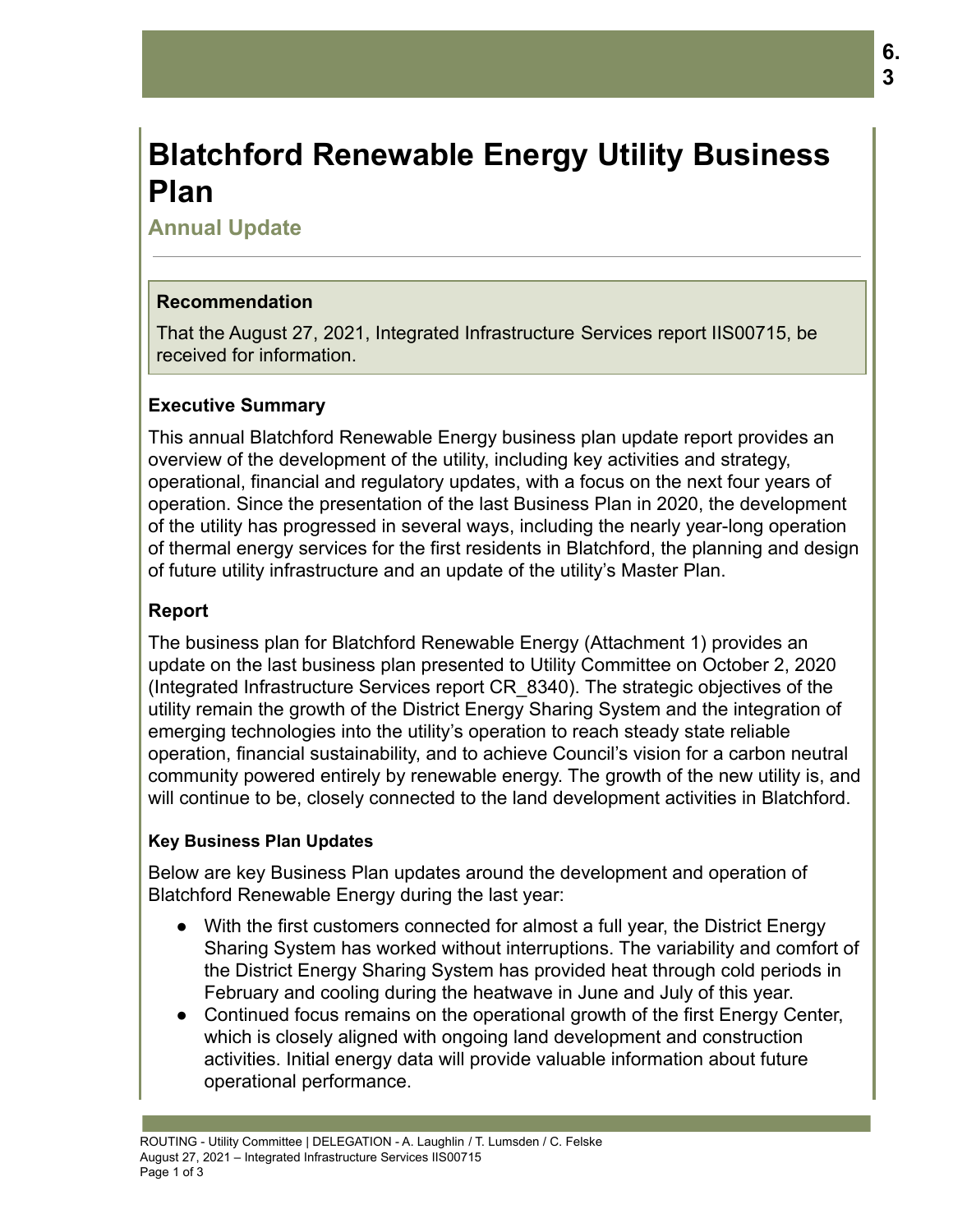# Blatchford Renewable Energy Utility Business Plan

## Annual Update

### Recommendation

That the August 27, 2021, Integrated Infrastructure Services report IIS00715, be received for information.

### Executive Summary

This annual Blatchford Renewable Energy business plan update report provides an overview of the development of the utility, including key activities and strategy, operational, financial and regulatory updates, with a focus on the next four years of operation. Since the presentation of the last Business Plan in 2020, the development of the utility has progressed in several ways, including the nearly year-long operation of thermal energy services for the first residents in Blatchford, the planning and design of future utility infrastructure and an update of the utility's Master Plan.

### Report

The business plan for Blatchford Renewable Energy (Attachment 1) provides an update on the last business plan presented to Utility Committee on October 2, 2020 (Integrated Infrastructure Services report CR_8340). The strategic objectives of the utility remain the growth of the District Energy Sharing System and the integration of emerging technologies into the utility's operation to reach steady state reliable operation, financial sustainability, and to achieve Council's vision for a carbon neutral community powered entirely by renewable energy. The growth of the new utility is, and will continue to be, closely connected to the land development activities in Blatchford.

#### Key Business Plan Updates

Below are key Business Plan updates around the development and operation of Blatchford Renewable Energy during the last year:

- With the first customers connected for almost a full year, the District Energy Sharing System has worked without interruptions. The variability and comfort of the District Energy Sharing System has provided heat through cold periods in February and cooling during the heatwave in June and July of this year.
- Continued focus remains on the operational growth of the first Energy Center, which is closely aligned with ongoing land development and construction activities. Initial energy data will provide valuable information about future operational performance.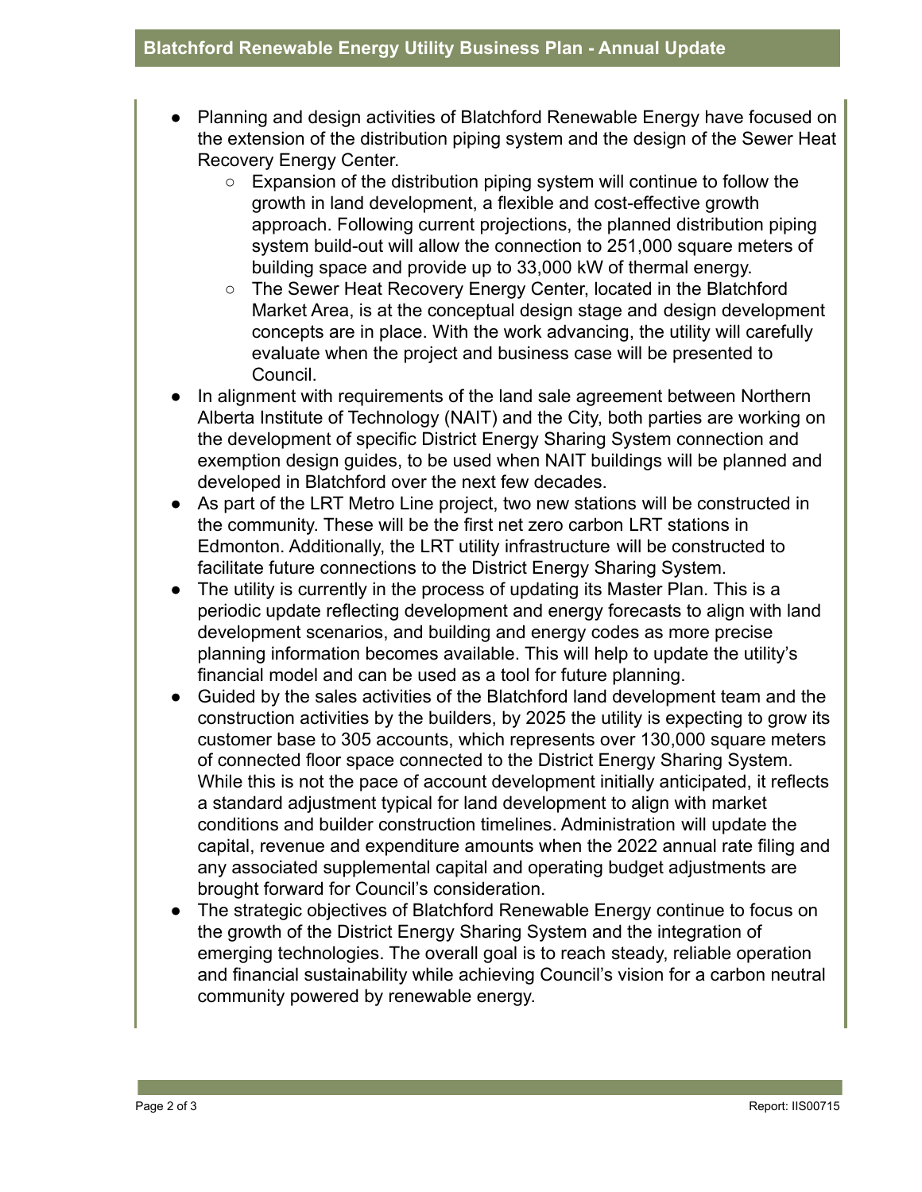- Planning and design activities of Blatchford Renewable Energy have focused on the extension of the distribution piping system and the design of the Sewer Heat Recovery Energy Center.
  - Expansion of the distribution piping system will continue to follow the growth in land development, a flexible and cost-effective growth approach. Following current projections, the planned distribution piping system build-out will allow the connection to 251,000 square meters of building space and provide up to 33,000 kW of thermal energy.
  - The Sewer Heat Recovery Energy Center, located in the Blatchford Market Area, is at the conceptual design stage and design development concepts are in place. With the work advancing, the utility will carefully evaluate when the project and business case will be presented to Council.
- In alignment with requirements of the land sale agreement between Northern Alberta Institute of Technology (NAIT) and the City, both parties are working on the development of specific District Energy Sharing System connection and exemption design guides, to be used when NAIT buildings will be planned and developed in Blatchford over the next few decades.
- As part of the LRT Metro Line project, two new stations will be constructed in the community. These will be the first net zero carbon LRT stations in Edmonton. Additionally, the LRT utility infrastructure will be constructed to facilitate future connections to the District Energy Sharing System.
- The utility is currently in the process of updating its Master Plan. This is a periodic update reflecting development and energy forecasts to align with land development scenarios, and building and energy codes as more precise planning information becomes available. This will help to update the utility's financial model and can be used as a tool for future planning.
- Guided by the sales activities of the Blatchford land development team and the construction activities by the builders, by 2025 the utility is expecting to grow its customer base to 305 accounts, which represents over 130,000 square meters of connected floor space connected to the District Energy Sharing System. While this is not the pace of account development initially anticipated, it reflects a standard adjustment typical for land development to align with market conditions and builder construction timelines. Administration will update the capital, revenue and expenditure amounts when the 2022 annual rate filing and any associated supplemental capital and operating budget adjustments are brought forward for Council's consideration.
- The strategic objectives of Blatchford Renewable Energy continue to focus on the growth of the District Energy Sharing System and the integration of emerging technologies. The overall goal is to reach steady, reliable operation and financial sustainability while achieving Council's vision for a carbon neutral community powered by renewable energy.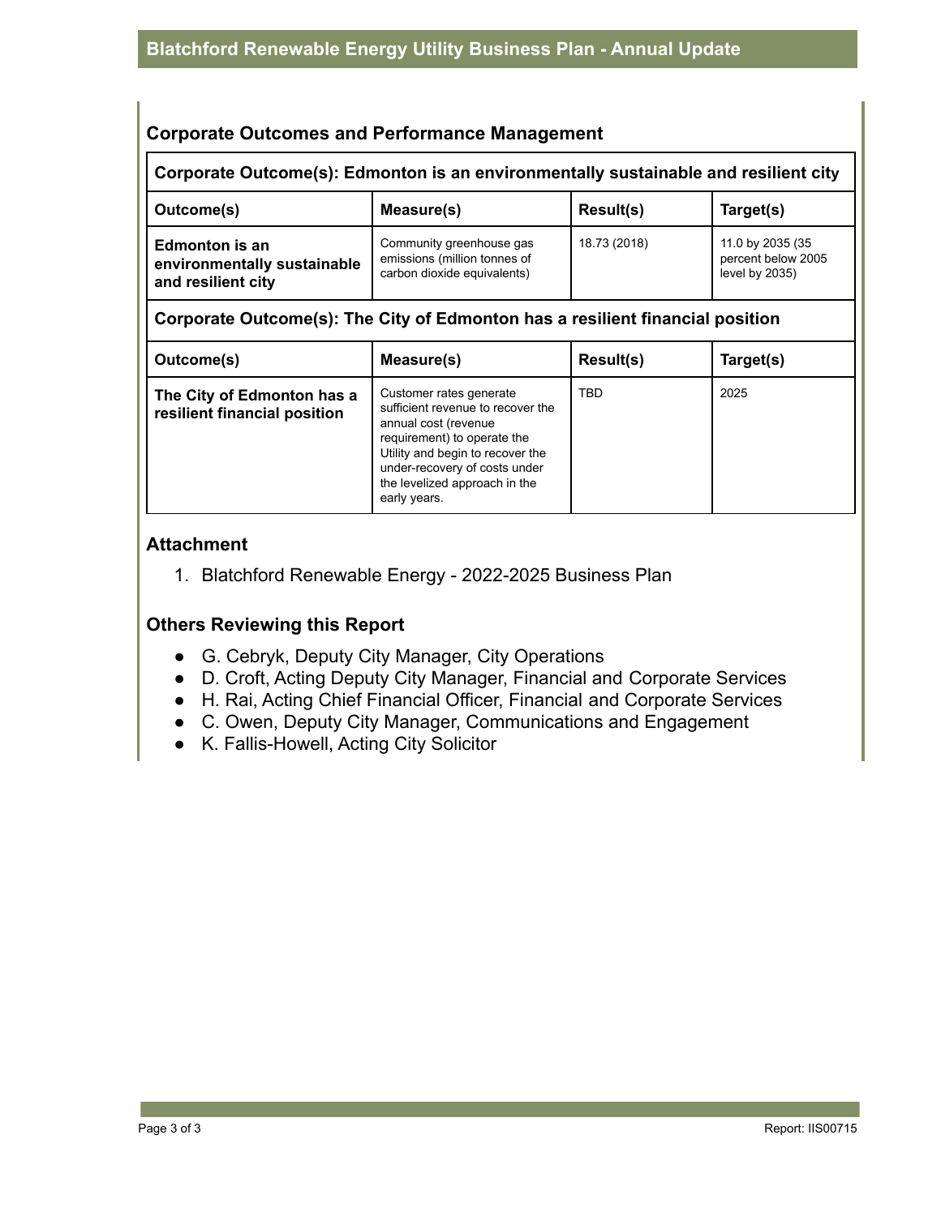## Corporate Outcomes and Performance Management

| Corporate Outcome(s): Edmonton is an environmentally sustainable and resilient city | | | |
|---|---|---|---|
| **Outcome(s)** | **Measure(s)** | **Result(s)** | **Target(s)** |
| **Edmonton is an environmentally sustainable and resilient city** | Community greenhouse gas emissions (million tonnes of carbon dioxide equivalents) | 18.73 (2018) | 11.0 by 2035 (35 percent below 2005 level by 2035) |

| Corporate Outcome(s): The City of Edmonton has a resilient financial position | | | |
|---|---|---|---|
| **Outcome(s)** | **Measure(s)** | **Result(s)** | **Target(s)** |
| **The City of Edmonton has a resilient financial position** | Customer rates generate sufficient revenue to recover the annual cost (revenue requirement) to operate the Utility and begin to recover the under-recovery of costs under the levelized approach in the early years. | TBD | 2025 |

## Attachment

1. Blatchford Renewable Energy - 2022-2025 Business Plan

## Others Reviewing this Report

- G. Cebryk, Deputy City Manager, City Operations
- D. Croft, Acting Deputy City Manager, Financial and Corporate Services
- H. Rai, Acting Chief Financial Officer, Financial and Corporate Services
- C. Owen, Deputy City Manager, Communications and Engagement
- K. Fallis-Howell, Acting City Solicitor